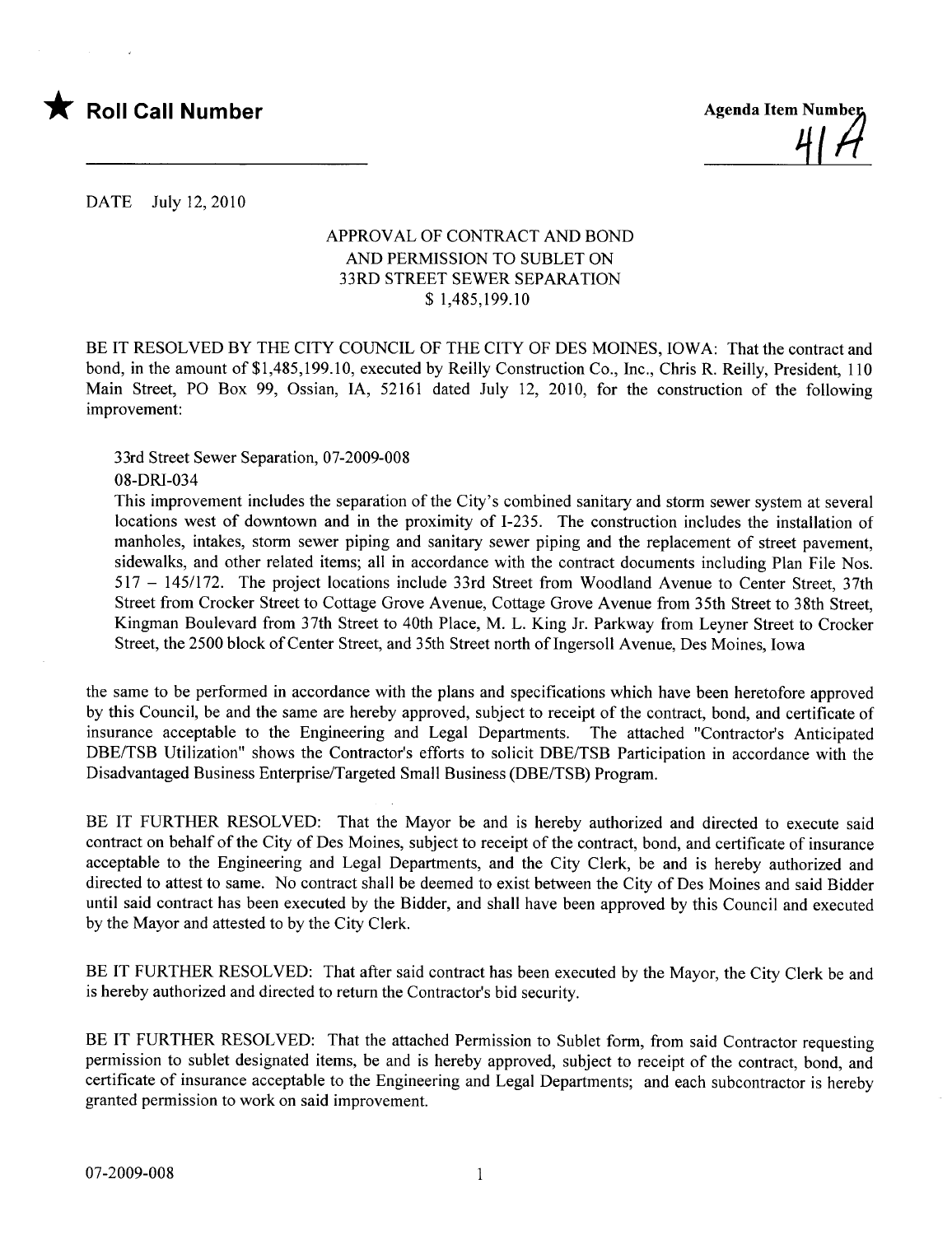★ **Roll Call Number**

**Agenda Item Number**
41A

DATE July 12, 2010

APPROVAL OF CONTRACT AND BOND
AND PERMISSION TO SUBLET ON
33RD STREET SEWER SEPARATION
$ 1,485,199.10

BE IT RESOLVED BY THE CITY COUNCIL OF THE CITY OF DES MOINES, IOWA: That the contract and bond, in the amount of $1,485,199.10, executed by Reilly Construction Co., Inc., Chris R. Reilly, President, 110 Main Street, PO Box 99, Ossian, IA, 52161 dated July 12, 2010, for the construction of the following improvement:

33rd Street Sewer Separation, 07-2009-008
08-DRI-034
This improvement includes the separation of the City's combined sanitary and storm sewer system at several locations west of downtown and in the proximity of I-235. The construction includes the installation of manholes, intakes, storm sewer piping and sanitary sewer piping and the replacement of street pavement, sidewalks, and other related items; all in accordance with the contract documents including Plan File Nos. 517 – 145/172. The project locations include 33rd Street from Woodland Avenue to Center Street, 37th Street from Crocker Street to Cottage Grove Avenue, Cottage Grove Avenue from 35th Street to 38th Street, Kingman Boulevard from 37th Street to 40th Place, M. L. King Jr. Parkway from Leyner Street to Crocker Street, the 2500 block of Center Street, and 35th Street north of Ingersoll Avenue, Des Moines, Iowa

the same to be performed in accordance with the plans and specifications which have been heretofore approved by this Council, be and the same are hereby approved, subject to receipt of the contract, bond, and certificate of insurance acceptable to the Engineering and Legal Departments. The attached "Contractor's Anticipated DBE/TSB Utilization" shows the Contractor's efforts to solicit DBE/TSB Participation in accordance with the Disadvantaged Business Enterprise/Targeted Small Business (DBE/TSB) Program.

BE IT FURTHER RESOLVED: That the Mayor be and is hereby authorized and directed to execute said contract on behalf of the City of Des Moines, subject to receipt of the contract, bond, and certificate of insurance acceptable to the Engineering and Legal Departments, and the City Clerk, be and is hereby authorized and directed to attest to same. No contract shall be deemed to exist between the City of Des Moines and said Bidder until said contract has been executed by the Bidder, and shall have been approved by this Council and executed by the Mayor and attested to by the City Clerk.

BE IT FURTHER RESOLVED: That after said contract has been executed by the Mayor, the City Clerk be and is hereby authorized and directed to return the Contractor's bid security.

BE IT FURTHER RESOLVED: That the attached Permission to Sublet form, from said Contractor requesting permission to sublet designated items, be and is hereby approved, subject to receipt of the contract, bond, and certificate of insurance acceptable to the Engineering and Legal Departments; and each subcontractor is hereby granted permission to work on said improvement.

07-2009-008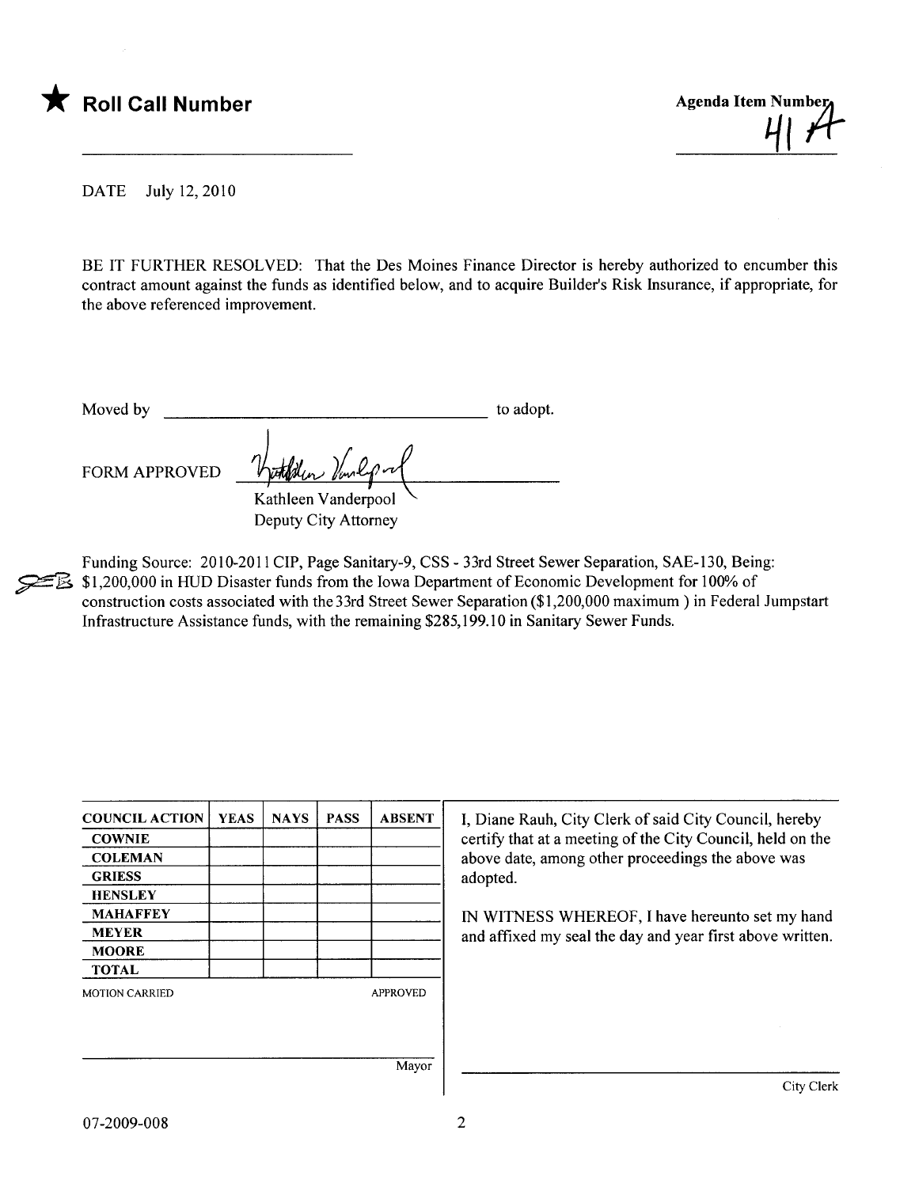★ **Roll Call Number**

Agenda Item Number 41 A

DATE July 12, 2010

BE IT FURTHER RESOLVED: That the Des Moines Finance Director is hereby authorized to encumber this contract amount against the funds as identified below, and to acquire Builder's Risk Insurance, if appropriate, for the above referenced improvement.

Moved by ______________________________ to adopt.

FORM APPROVED Kathleen Vanderpool
Kathleen Vanderpool
Deputy City Attorney

Funding Source: 2010-2011 CIP, Page Sanitary-9, CSS - 33rd Street Sewer Separation, SAE-130, Being: $1,200,000 in HUD Disaster funds from the Iowa Department of Economic Development for 100% of construction costs associated with the 33rd Street Sewer Separation ($1,200,000 maximum ) in Federal Jumpstart Infrastructure Assistance funds, with the remaining $285,199.10 in Sanitary Sewer Funds.

| COUNCIL ACTION | YEAS | NAYS | PASS | ABSENT |
|---|---|---|---|---|
| COWNIE | | | | |
| COLEMAN | | | | |
| GRIESS | | | | |
| HENSLEY | | | | |
| MAHAFFEY | | | | |
| MEYER | | | | |
| MOORE | | | | |
| TOTAL | | | | |

MOTION CARRIED APPROVED

______________________________ Mayor

I, Diane Rauh, City Clerk of said City Council, hereby certify that at a meeting of the City Council, held on the above date, among other proceedings the above was adopted.

IN WITNESS WHEREOF, I have hereunto set my hand and affixed my seal the day and year first above written.

______________________________ City Clerk

07-2009-008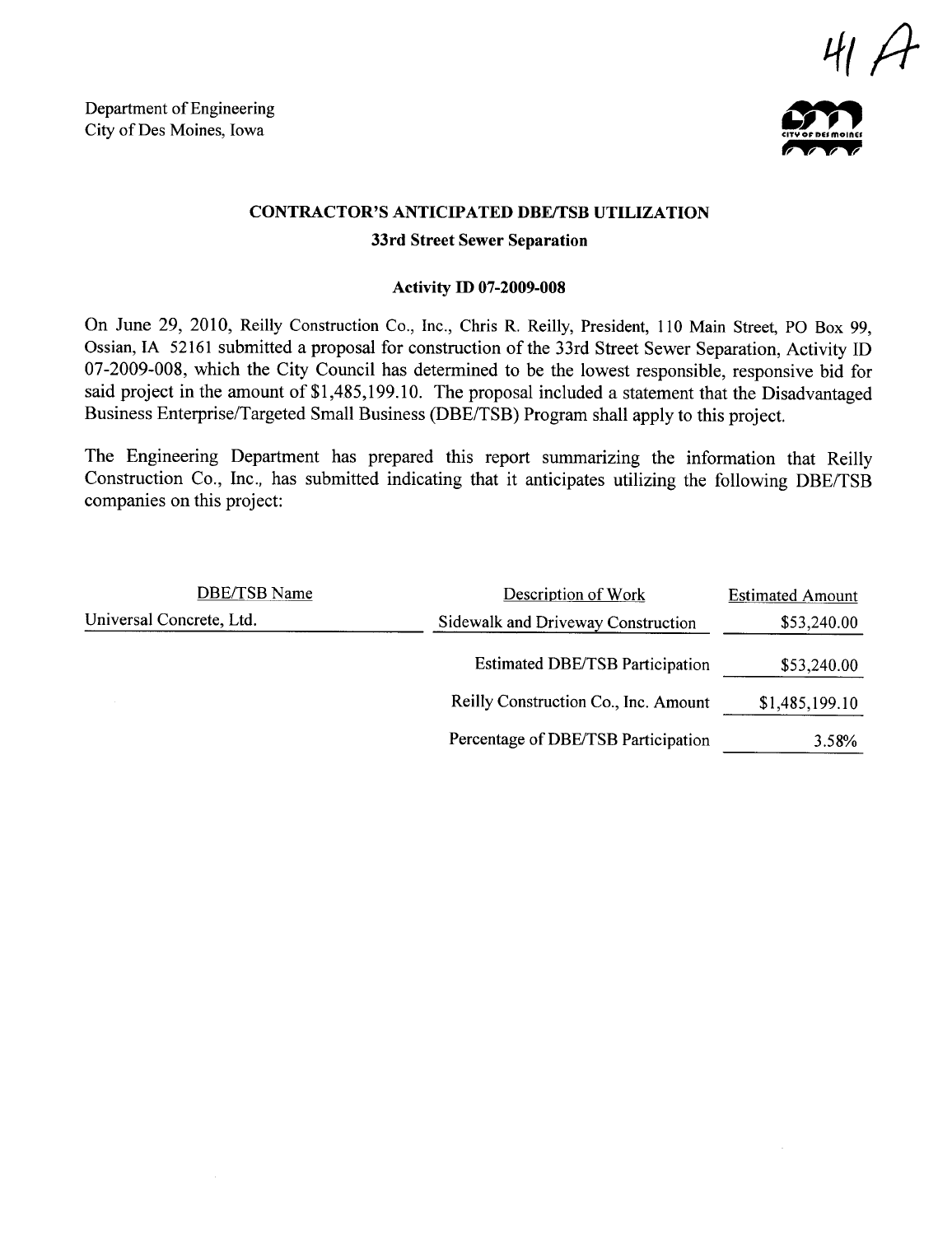41 A

Department of Engineering
City of Des Moines, Iowa

## CONTRACTOR'S ANTICIPATED DBE/TSB UTILIZATION

### 33rd Street Sewer Separation

#### Activity ID 07-2009-008

On June 29, 2010, Reilly Construction Co., Inc., Chris R. Reilly, President, 110 Main Street, PO Box 99, Ossian, IA 52161 submitted a proposal for construction of the 33rd Street Sewer Separation, Activity ID 07-2009-008, which the City Council has determined to be the lowest responsible, responsive bid for said project in the amount of $1,485,199.10. The proposal included a statement that the Disadvantaged Business Enterprise/Targeted Small Business (DBE/TSB) Program shall apply to this project.

The Engineering Department has prepared this report summarizing the information that Reilly Construction Co., Inc., has submitted indicating that it anticipates utilizing the following DBE/TSB companies on this project:

| DBE/TSB Name | Description of Work | Estimated Amount |
|---|---|---|
| Universal Concrete, Ltd. | Sidewalk and Driveway Construction | $53,240.00 |
| | Estimated DBE/TSB Participation | $53,240.00 |
| | Reilly Construction Co., Inc. Amount | $1,485,199.10 |
| | Percentage of DBE/TSB Participation | 3.58% |